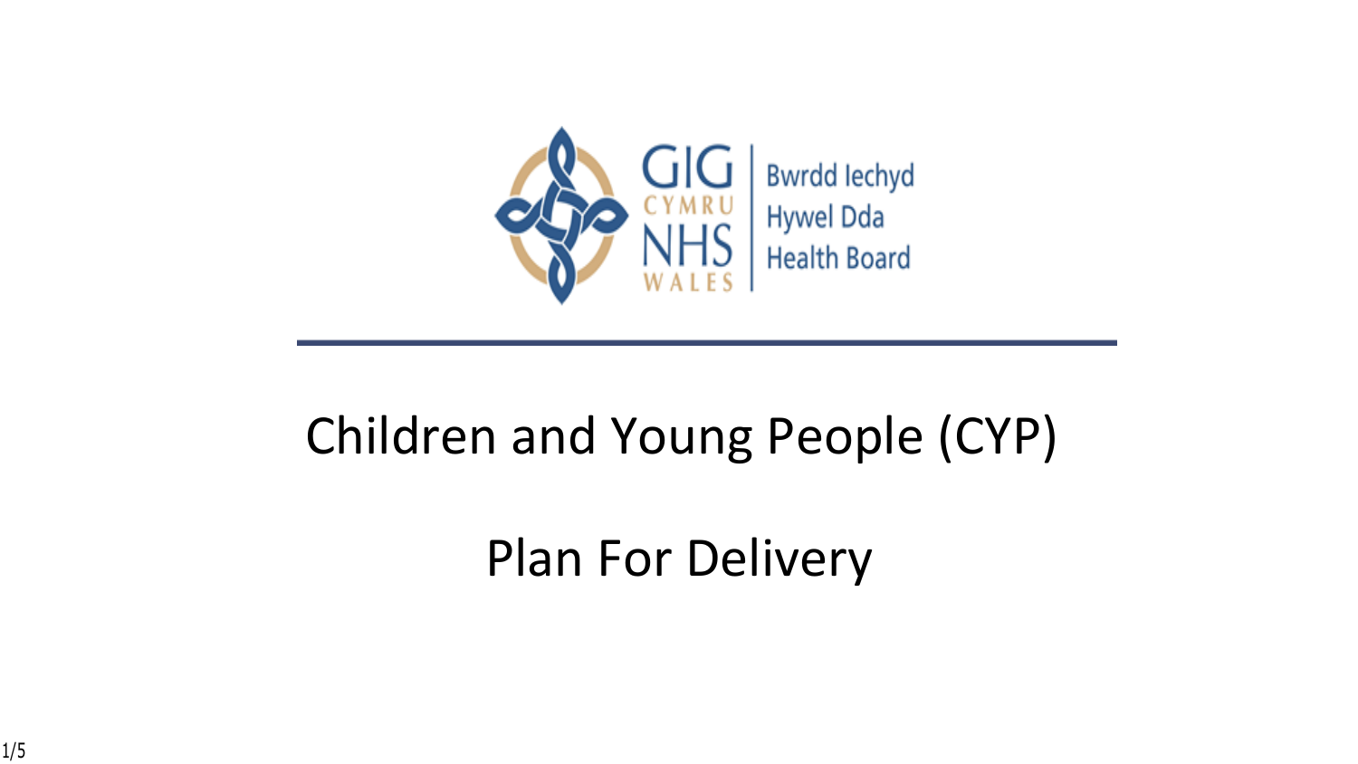GIG CYMRU NHS WALES | Bwrdd Iechyd Hywel Dda Health Board

# Children and Young People (CYP)

# Plan For Delivery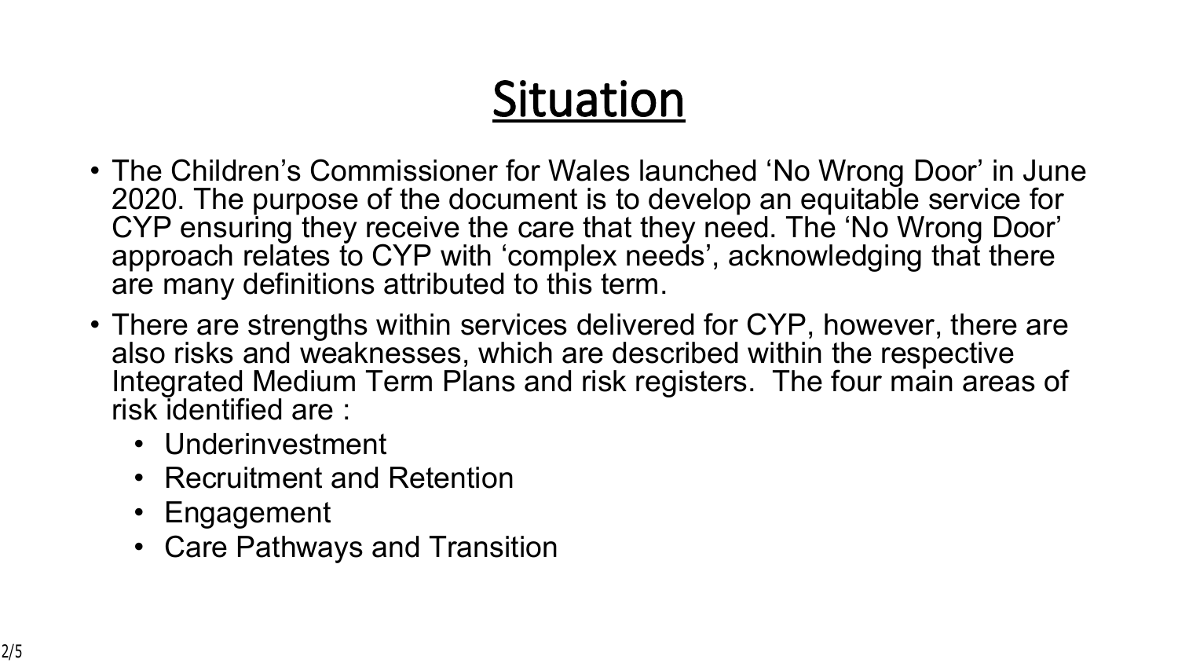# Situation

- The Children's Commissioner for Wales launched 'No Wrong Door' in June 2020. The purpose of the document is to develop an equitable service for CYP ensuring they receive the care that they need. The 'No Wrong Door' approach relates to CYP with 'complex needs', acknowledging that there are many definitions attributed to this term.
- There are strengths within services delivered for CYP, however, there are also risks and weaknesses, which are described within the respective Integrated Medium Term Plans and risk registers. The four main areas of risk identified are :
  - Underinvestment
  - Recruitment and Retention
  - Engagement
  - Care Pathways and Transition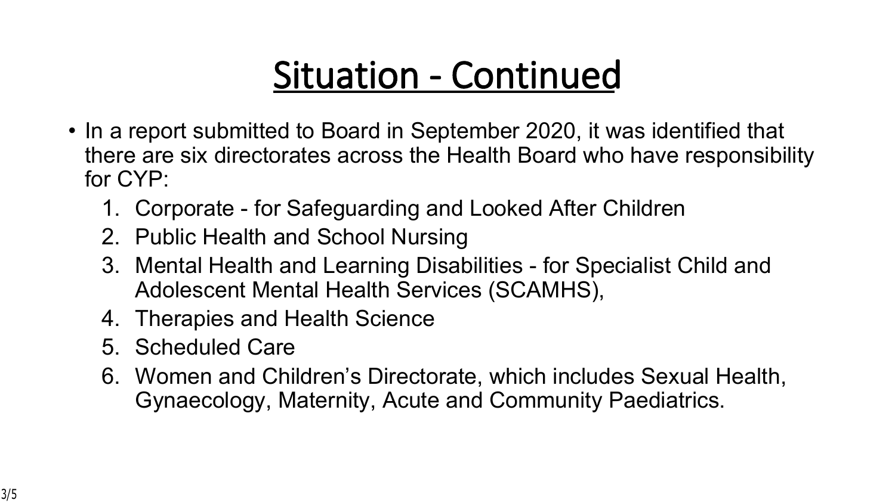# Situation - Continued

- In a report submitted to Board in September 2020, it was identified that there are six directorates across the Health Board who have responsibility for CYP:
  1. Corporate - for Safeguarding and Looked After Children
  2. Public Health and School Nursing
  3. Mental Health and Learning Disabilities - for Specialist Child and Adolescent Mental Health Services (SCAMHS),
  4. Therapies and Health Science
  5. Scheduled Care
  6. Women and Children's Directorate, which includes Sexual Health, Gynaecology, Maternity, Acute and Community Paediatrics.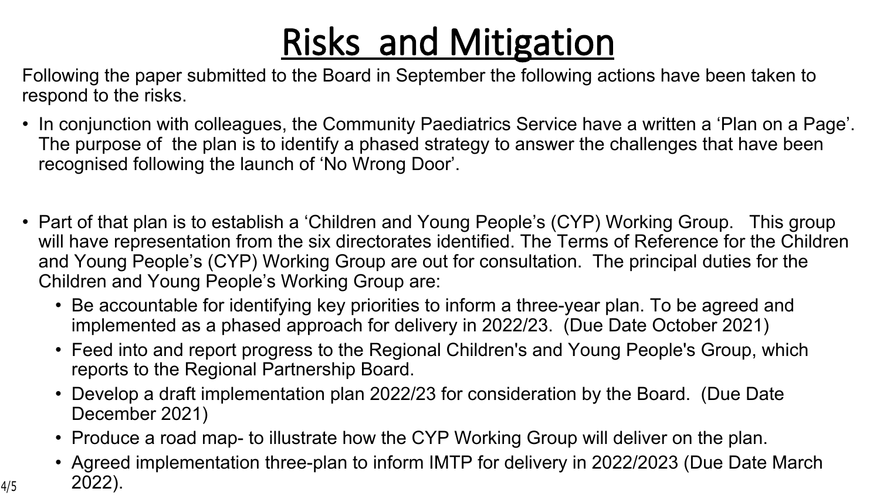# Risks and Mitigation

Following the paper submitted to the Board in September the following actions have been taken to respond to the risks.

- In conjunction with colleagues, the Community Paediatrics Service have a written a 'Plan on a Page'. The purpose of the plan is to identify a phased strategy to answer the challenges that have been recognised following the launch of 'No Wrong Door'.

- Part of that plan is to establish a 'Children and Young People's (CYP) Working Group. This group will have representation from the six directorates identified. The Terms of Reference for the Children and Young People's (CYP) Working Group are out for consultation. The principal duties for the Children and Young People's Working Group are:
  - Be accountable for identifying key priorities to inform a three-year plan. To be agreed and implemented as a phased approach for delivery in 2022/23. (Due Date October 2021)
  - Feed into and report progress to the Regional Children's and Young People's Group, which reports to the Regional Partnership Board.
  - Develop a draft implementation plan 2022/23 for consideration by the Board. (Due Date December 2021)
  - Produce a road map- to illustrate how the CYP Working Group will deliver on the plan.
  - Agreed implementation three-plan to inform IMTP for delivery in 2022/2023 (Due Date March 2022).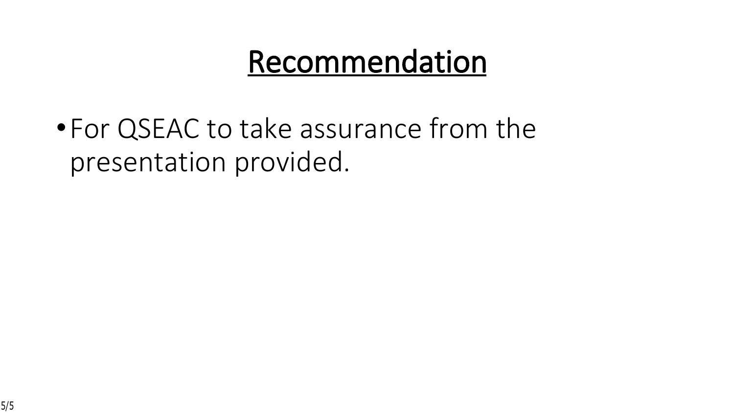# Recommendation

- For QSEAC to take assurance from the presentation provided.